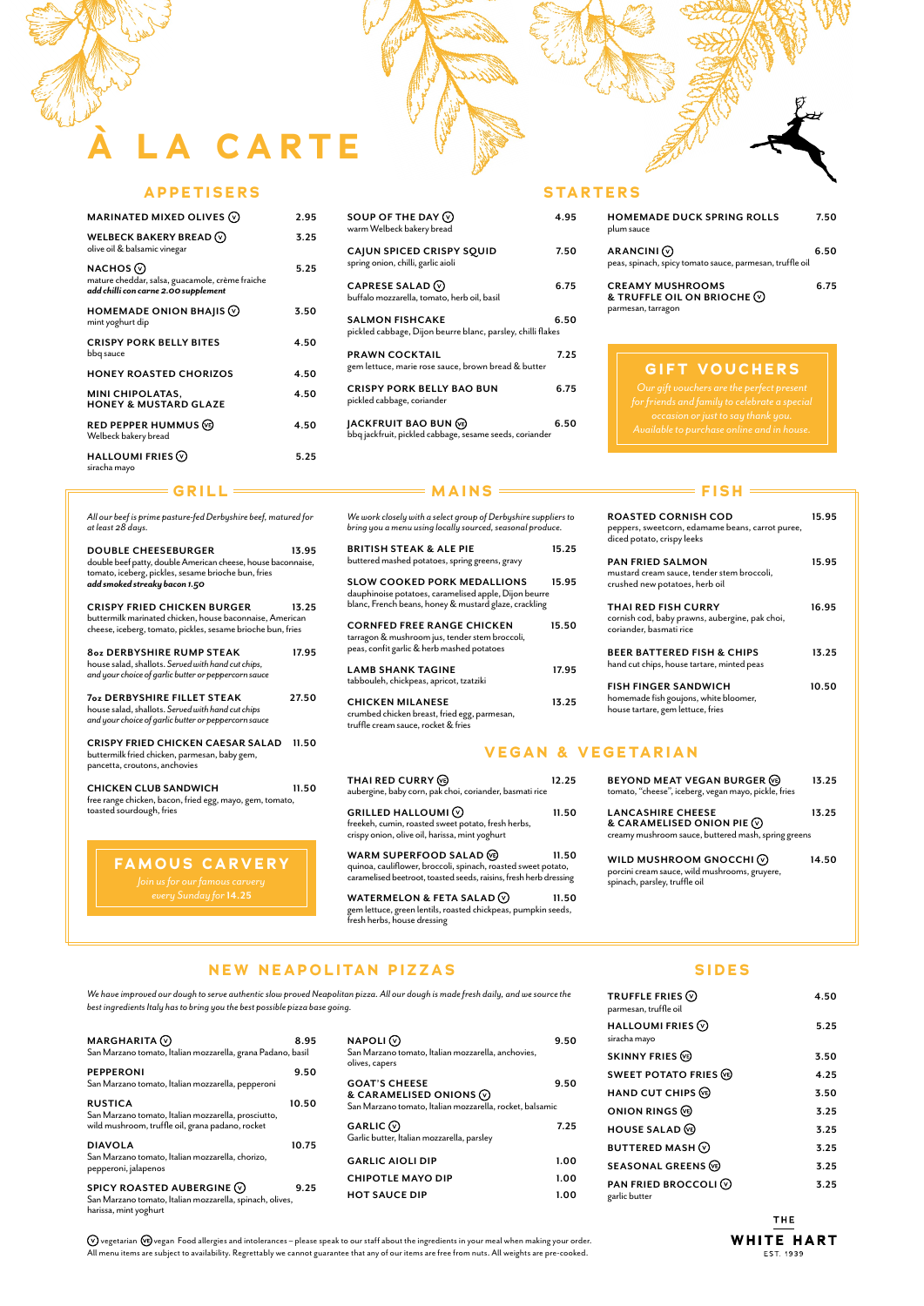# À LA CARTE

## APPETISERS

**MARINATED MIXED OLIVES** (V) — 2.95

**WELBECK BAKERY BREAD** (V) — 3.25
olive oil & balsamic vinegar

**NACHOS** (V) — 5.25
mature cheddar, salsa, guacamole, crème fraiche
***add chilli con carne 2.00 supplement***

**HOMEMADE ONION BHAJIS** (V) — 3.50
mint yoghurt dip

**CRISPY PORK BELLY BITES** — 4.50
bbq sauce

**HONEY ROASTED CHORIZOS** — 4.50

**MINI CHIPOLATAS, HONEY & MUSTARD GLAZE** — 4.50

**RED PEPPER HUMMUS** (VE) — 4.50
Welbeck bakery bread

**HALLOUMI FRIES** (V) — 5.25
siracha mayo

## STARTERS

**SOUP OF THE DAY** (V) — 4.95
warm Welbeck bakery bread

**CAJUN SPICED CRISPY SQUID** — 7.50
spring onion, chilli, garlic aioli

**CAPRESE SALAD** (V) — 6.75
buffalo mozzarella, tomato, herb oil, basil

**SALMON FISHCAKE** — 6.50
pickled cabbage, Dijon beurre blanc, parsley, chilli flakes

**PRAWN COCKTAIL** — 7.25
gem lettuce, marie rose sauce, brown bread & butter

**CRISPY PORK BELLY BAO BUN** — 6.75
pickled cabbage, coriander

**JACKFRUIT BAO BUN** (VE) — 6.50
bbq jackfruit, pickled cabbage, sesame seeds, coriander

**HOMEMADE DUCK SPRING ROLLS** — 7.50
plum sauce

**ARANCINI** (V) — 6.50
peas, spinach, spicy tomato sauce, parmesan, truffle oil

**CREAMY MUSHROOMS & TRUFFLE OIL ON BRIOCHE** (V) — 6.75
parmesan, tarragon

### GIFT VOUCHERS

*Our gift vouchers are the perfect present for friends and family to celebrate a special occasion or just to say thank you. Available to purchase online and in house.*

## GRILL

*All our beef is prime pasture-fed Derbyshire beef, matured for at least 28 days.*

**DOUBLE CHEESEBURGER** — 13.95
double beef patty, double American cheese, house baconnaise, tomato, iceberg, pickles, sesame brioche bun, fries
***add smoked streaky bacon 1.50***

**CRISPY FRIED CHICKEN BURGER** — 13.25
buttermilk marinated chicken, house baconnaise, American cheese, iceberg, tomato, pickles, sesame brioche bun, fries

**8oz DERBYSHIRE RUMP STEAK** — 17.95
house salad, shallots. *Served with hand cut chips, and your choice of garlic butter or peppercorn sauce*

**7oz DERBYSHIRE FILLET STEAK** — 27.50
house salad, shallots. *Served with hand cut chips and your choice of garlic butter or peppercorn sauce*

**CRISPY FRIED CHICKEN CAESAR SALAD** — 11.50
buttermilk fried chicken, parmesan, baby gem, pancetta, croutons, anchovies

**CHICKEN CLUB SANDWICH** — 11.50
free range chicken, bacon, fried egg, mayo, gem, tomato, toasted sourdough, fries

### FAMOUS CARVERY

*Join us for our famous carvery every Sunday for* **14.25**

## MAINS

*We work closely with a select group of Derbyshire suppliers to bring you a menu using locally sourced, seasonal produce.*

**BRITISH STEAK & ALE PIE** — 15.25
buttered mashed potatoes, spring greens, gravy

**SLOW COOKED PORK MEDALLIONS** — 15.95
dauphinoise potatoes, caramelised apple, Dijon beurre blanc, French beans, honey & mustard glaze, crackling

**CORNFED FREE RANGE CHICKEN** — 15.50
tarragon & mushroom jus, tender stem broccoli, peas, confit garlic & herb mashed potatoes

**LAMB SHANK TAGINE** — 17.95
tabbouleh, chickpeas, apricot, tzatziki

**CHICKEN MILANESE** — 13.25
crumbed chicken breast, fried egg, parmesan, truffle cream sauce, rocket & fries

## FISH

**ROASTED CORNISH COD** — 15.95
peppers, sweetcorn, edamame beans, carrot puree, diced potato, crispy leeks

**PAN FRIED SALMON** — 15.95
mustard cream sauce, tender stem broccoli, crushed new potatoes, herb oil

**THAI RED FISH CURRY** — 16.95
cornish cod, baby prawns, aubergine, pak choi, coriander, basmati rice

**BEER BATTERED FISH & CHIPS** — 13.25
hand cut chips, house tartare, minted peas

**FISH FINGER SANDWICH** — 10.50
homemade fish goujons, white bloomer, house tartare, gem lettuce, fries

## VEGAN & VEGETARIAN

**THAI RED CURRY** (VE) — 12.25
aubergine, baby corn, pak choi, coriander, basmati rice

**GRILLED HALLOUMI** (V) — 11.50
freekeh, cumin, roasted sweet potato, fresh herbs, crispy onion, olive oil, harissa, mint yoghurt

**WARM SUPERFOOD SALAD** (VE) — 11.50
quinoa, cauliflower, broccoli, spinach, roasted sweet potato, caramelised beetroot, toasted seeds, raisins, fresh herb dressing

**WATERMELON & FETA SALAD** (V) — 11.50
gem lettuce, green lentils, roasted chickpeas, pumpkin seeds, fresh herbs, house dressing

**BEYOND MEAT VEGAN BURGER** (VE) — 13.25
tomato, "cheese", iceberg, vegan mayo, pickle, fries

**LANCASHIRE CHEESE & CARAMELISED ONION PIE** (V) — 13.25
creamy mushroom sauce, buttered mash, spring greens

**WILD MUSHROOM GNOCCHI** (V) — 14.50
porcini cream sauce, wild mushrooms, gruyere, spinach, parsley, truffle oil

## NEW NEAPOLITAN PIZZAS

*We have improved our dough to serve authentic slow proved Neapolitan pizza. All our dough is made fresh daily, and we source the best ingredients Italy has to bring you the best possible pizza base going.*

**MARGHARITA** (V) — 8.95
San Marzano tomato, Italian mozzarella, grana Padano, basil

**PEPPERONI** — 9.50
San Marzano tomato, Italian mozzarella, pepperoni

**RUSTICA** — 10.50
San Marzano tomato, Italian mozzarella, prosciutto, wild mushroom, truffle oil, grana padano, rocket

**DIAVOLA** — 10.75
San Marzano tomato, Italian mozzarella, chorizo, pepperoni, jalapenos

**SPICY ROASTED AUBERGINE** (V) — 9.25
San Marzano tomato, Italian mozzarella, spinach, olives, harissa, mint yoghurt

**NAPOLI** (V) — 9.50
San Marzano tomato, Italian mozzarella, anchovies, olives, capers

**GOAT'S CHEESE & CARAMELISED ONIONS** (V) — 9.50
San Marzano tomato, Italian mozzarella, rocket, balsamic

**GARLIC** (V) — 7.25
Garlic butter, Italian mozzarella, parsley

**GARLIC AIOLI DIP** — 1.00

**CHIPOTLE MAYO DIP** — 1.00

**HOT SAUCE DIP** — 1.00

## SIDES

**TRUFFLE FRIES** (V) — 4.50
parmesan, truffle oil

**HALLOUMI FRIES** (V) — 5.25
siracha mayo

**SKINNY FRIES** (VE) — 3.50

**SWEET POTATO FRIES** (VE) — 4.25

**HAND CUT CHIPS** (VE) — 3.50

**ONION RINGS** (VE) — 3.25

**HOUSE SALAD** (VE) — 3.25

**BUTTERED MASH** (V) — 3.25

**SEASONAL GREENS** (VE) — 3.25

**PAN FRIED BROCCOLI** (V) — 3.25
garlic butter

(V) vegetarian (VE) vegan Food allergies and intolerances – please speak to our staff about the ingredients in your meal when making your order. All menu items are subject to availability. Regrettably we cannot guarantee that any of our items are free from nuts. All weights are pre-cooked.

THE WHITE HART
EST. 1939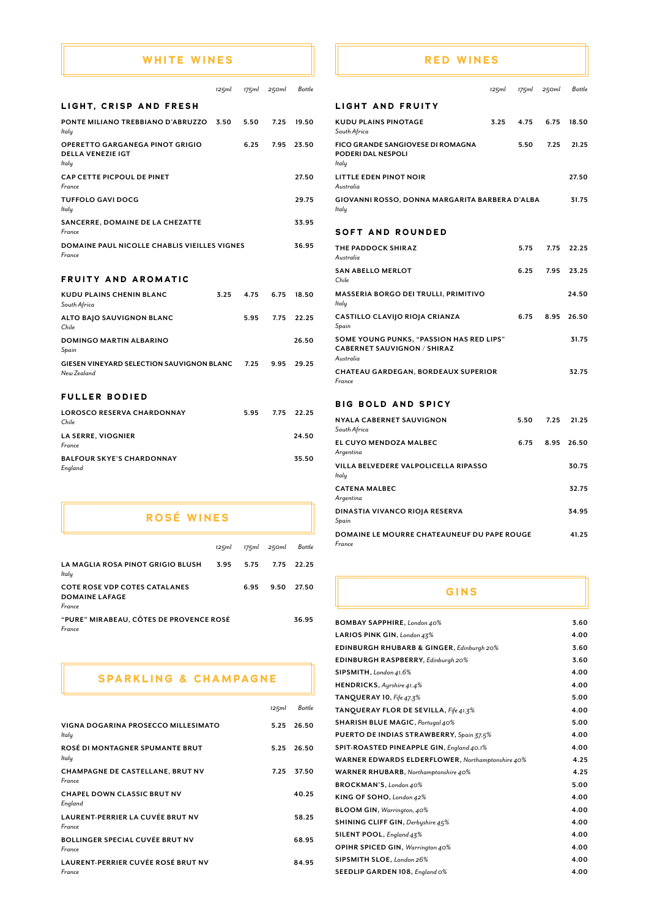## WHITE WINES

| | 125ml | 175ml | 250ml | Bottle |
|---|---|---|---|---|
| **LIGHT, CRISP AND FRESH** | | | | |
| **PONTE MILIANO TREBBIANO D'ABRUZZO** *Italy* | 3.50 | 5.50 | 7.25 | 19.50 |
| **OPERETTO GARGANEGA PINOT GRIGIO DELLA VENEZIE IGT** *Italy* | | 6.25 | 7.95 | 23.50 |
| **CAP CETTE PICPOUL DE PINET** *France* | | | | 27.50 |
| **TUFFOLO GAVI DOCG** *Italy* | | | | 29.75 |
| **SANCERRE, DOMAINE DE LA CHEZATTE** *France* | | | | 33.95 |
| **DOMAINE PAUL NICOLLE CHABLIS VIEILLES VIGNES** *France* | | | | 36.95 |
| **FRUITY AND AROMATIC** | | | | |
| **KUDU PLAINS CHENIN BLANC** *South Africa* | 3.25 | 4.75 | 6.75 | 18.50 |
| **ALTO BAJO SAUVIGNON BLANC** *Chile* | | 5.95 | 7.75 | 22.25 |
| **DOMINGO MARTIN ALBARINO** *Spain* | | | | 26.50 |
| **GIESEN VINEYARD SELECTION SAUVIGNON BLANC** *New Zealand* | | 7.25 | 9.95 | 29.25 |
| **FULLER BODIED** | | | | |
| **LOROSCO RESERVA CHARDONNAY** *Chile* | | 5.95 | 7.75 | 22.25 |
| **LA SERRE, VIOGNIER** *France* | | | | 24.50 |
| **BALFOUR SKYE'S CHARDONNAY** *England* | | | | 35.50 |

## ROSÉ WINES

| | 125ml | 175ml | 250ml | Bottle |
|---|---|---|---|---|
| **LA MAGLIA ROSA PINOT GRIGIO BLUSH** *Italy* | 3.95 | 5.75 | 7.75 | 22.25 |
| **COTE ROSE VDP COTES CATALANES DOMAINE LAFAGE** *France* | | 6.95 | 9.50 | 27.50 |
| **"PURE" MIRABEAU, CÔTES DE PROVENCE ROSÉ** *France* | | | | 36.95 |

## SPARKLING & CHAMPAGNE

| | 125ml | Bottle |
|---|---|---|
| **VIGNA DOGARINA PROSECCO MILLESIMATO** *Italy* | 5.25 | 26.50 |
| **ROSÉ DI MONTAGNER SPUMANTE BRUT** *Italy* | 5.25 | 26.50 |
| **CHAMPAGNE DE CASTELLANE, BRUT NV** *France* | 7.25 | 37.50 |
| **CHAPEL DOWN CLASSIC BRUT NV** *England* | | 40.25 |
| **LAURENT-PERRIER LA CUVÉE BRUT NV** *France* | | 58.25 |
| **BOLLINGER SPECIAL CUVÉE BRUT NV** *France* | | 68.95 |
| **LAURENT-PERRIER CUVÉE ROSÉ BRUT NV** *France* | | 84.95 |

## RED WINES

| | 125ml | 175ml | 250ml | Bottle |
|---|---|---|---|---|
| **LIGHT AND FRUITY** | | | | |
| **KUDU PLAINS PINOTAGE** *South Africa* | 3.25 | 4.75 | 6.75 | 18.50 |
| **FICO GRANDE SANGIOVESE DI ROMAGNA PODERI DAL NESPOLI** *Italy* | | 5.50 | 7.25 | 21.25 |
| **LITTLE EDEN PINOT NOIR** *Australia* | | | | 27.50 |
| **GIOVANNI ROSSO, DONNA MARGARITA BARBERA D'ALBA** *Italy* | | | | 31.75 |
| **SOFT AND ROUNDED** | | | | |
| **THE PADDOCK SHIRAZ** *Australia* | | 5.75 | 7.75 | 22.25 |
| **SAN ABELLO MERLOT** *Chile* | | 6.25 | 7.95 | 23.25 |
| **MASSERIA BORGO DEI TRULLI, PRIMITIVO** *Italy* | | | | 24.50 |
| **CASTILLO CLAVIJO RIOJA CRIANZA** *Spain* | | 6.75 | 8.95 | 26.50 |
| **SOME YOUNG PUNKS, "PASSION HAS RED LIPS" CABERNET SAUVIGNON / SHIRAZ** *Australia* | | | | 31.75 |
| **CHATEAU GARDEGAN, BORDEAUX SUPERIOR** *France* | | | | 32.75 |
| **BIG BOLD AND SPICY** | | | | |
| **NYALA CABERNET SAUVIGNON** *South Africa* | | 5.50 | 7.25 | 21.25 |
| **EL CUYO MENDOZA MALBEC** *Argentina* | | 6.75 | 8.95 | 26.50 |
| **VILLA BELVEDERE VALPOLICELLA RIPASSO** *Italy* | | | | 30.75 |
| **CATENA MALBEC** *Argentina* | | | | 32.75 |
| **DINASTIA VIVANCO RIOJA RESERVA** *Spain* | | | | 34.95 |
| **DOMAINE LE MOURRE CHATEAUNEUF DU PAPE ROUGE** *France* | | | | 41.25 |

## GINS

| | |
|---|---|
| **BOMBAY SAPPHIRE**, *London 40%* | 3.60 |
| **LARIOS PINK GIN**, *London 43%* | 4.00 |
| **EDINBURGH RHUBARB & GINGER**, *Edinburgh 20%* | 3.60 |
| **EDINBURGH RASPBERRY**, *Edinburgh 20%* | 3.60 |
| **SIPSMITH**, *London 41.6%* | 4.00 |
| **HENDRICKS**, *Ayrshire 41.4%* | 4.00 |
| **TANQUERAY 10**, *Fife 47.3%* | 5.00 |
| **TANQUERAY FLOR DE SEVILLA**, *Fife 41.3%* | 4.00 |
| **SHARISH BLUE MAGIC**, *Portugal 40%* | 5.00 |
| **PUERTO DE INDIAS STRAWBERRY**, *Spain 37.5%* | 4.00 |
| **SPIT-ROASTED PINEAPPLE GIN**, *England 40.1%* | 4.00 |
| **WARNER EDWARDS ELDERFLOWER**, *Northamptonshire 40%* | 4.25 |
| **WARNER RHUBARB**, *Northamptonshire 40%* | 4.25 |
| **BROCKMAN'S**, *London 40%* | 5.00 |
| **KING OF SOHO**, *London 42%* | 4.00 |
| **BLOOM GIN**, *Warrington, 40%* | 4.00 |
| **SHINING CLIFF GIN**, *Derbyshire 45%* | 4.00 |
| **SILENT POOL**, *England 43%* | 4.00 |
| **OPIHR SPICED GIN**, *Warrington 40%* | 4.00 |
| **SIPSMITH SLOE**, *London 26%* | 4.00 |
| **SEEDLIP GARDEN 108**, *England 0%* | 4.00 |